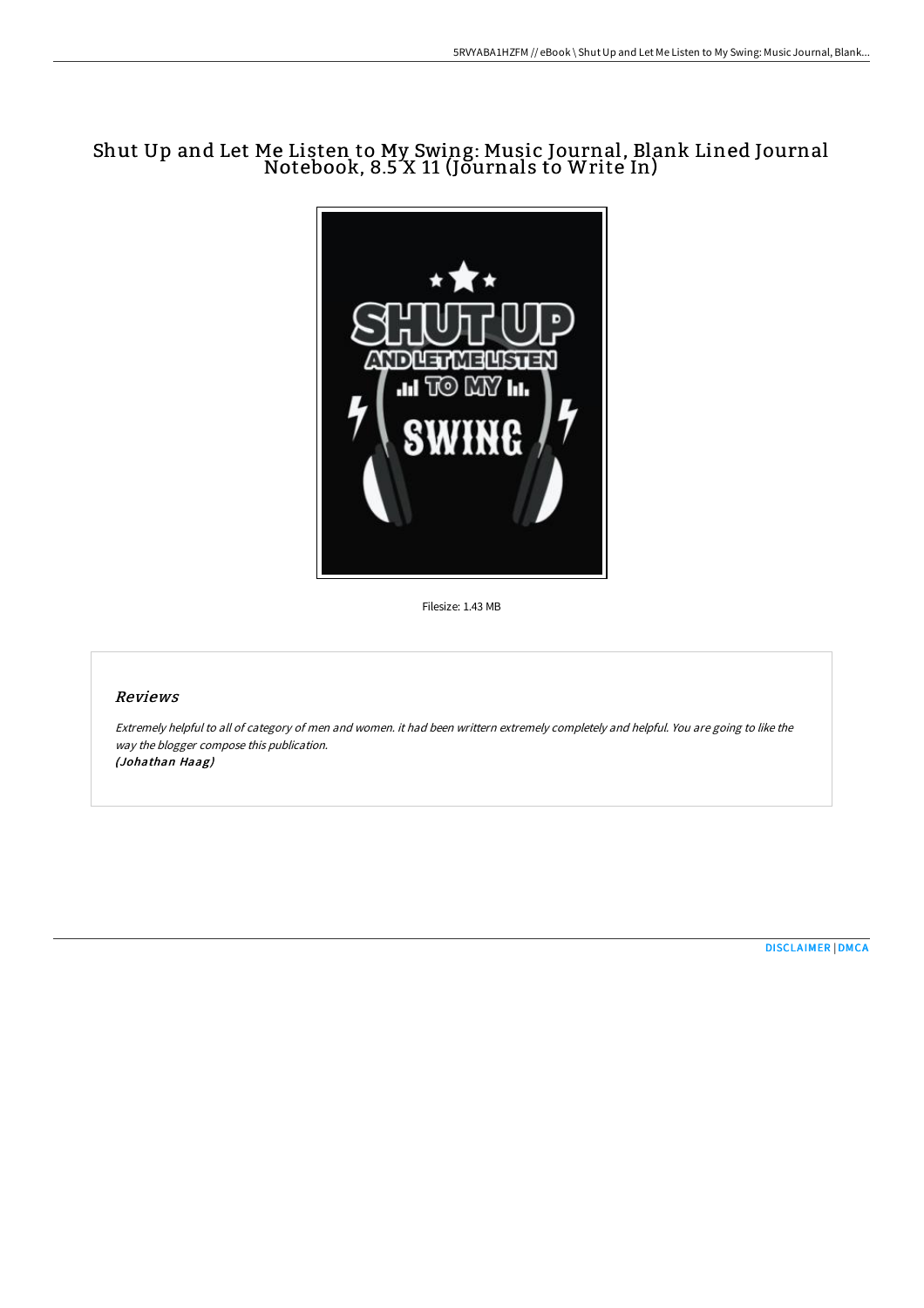# Shut Up and Let Me Listen to My Swing: Music Journal, Blank Lined Journal Notebook, 8.5 X 11 (Journals to Write In)

Filesize: 1.43 MB

## *Reviews*

*Extremely helpful to all of category of men and women. it had been writtern extremely completely and helpful. You are going to like the way the blogger compose this publication.*
*(Johathan Haag)*

DISCLAIMER | DMCA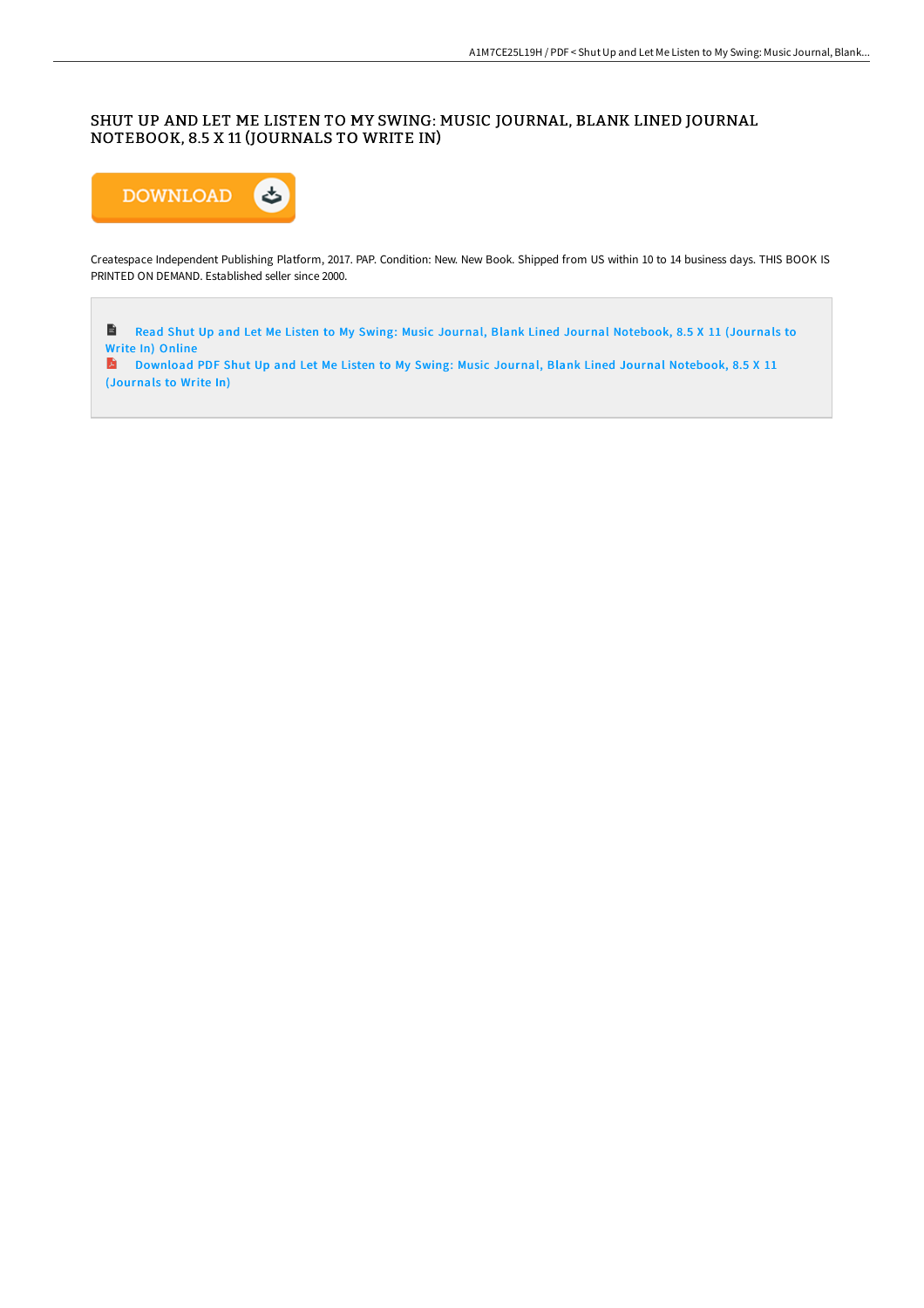# SHUT UP AND LET ME LISTEN TO MY SWING: MUSIC JOURNAL, BLANK LINED JOURNAL NOTEBOOK, 8.5 X 11 (JOURNALS TO WRITE IN)

DOWNLOAD

Createspace Independent Publishing Platform, 2017. PAP. Condition: New. New Book. Shipped from US within 10 to 14 business days. THIS BOOK IS PRINTED ON DEMAND. Established seller since 2000.

Read Shut Up and Let Me Listen to My Swing: Music Journal, Blank Lined Journal Notebook, 8.5 X 11 (Journals to Write In) Online

Download PDF Shut Up and Let Me Listen to My Swing: Music Journal, Blank Lined Journal Notebook, 8.5 X 11 (Journals to Write In)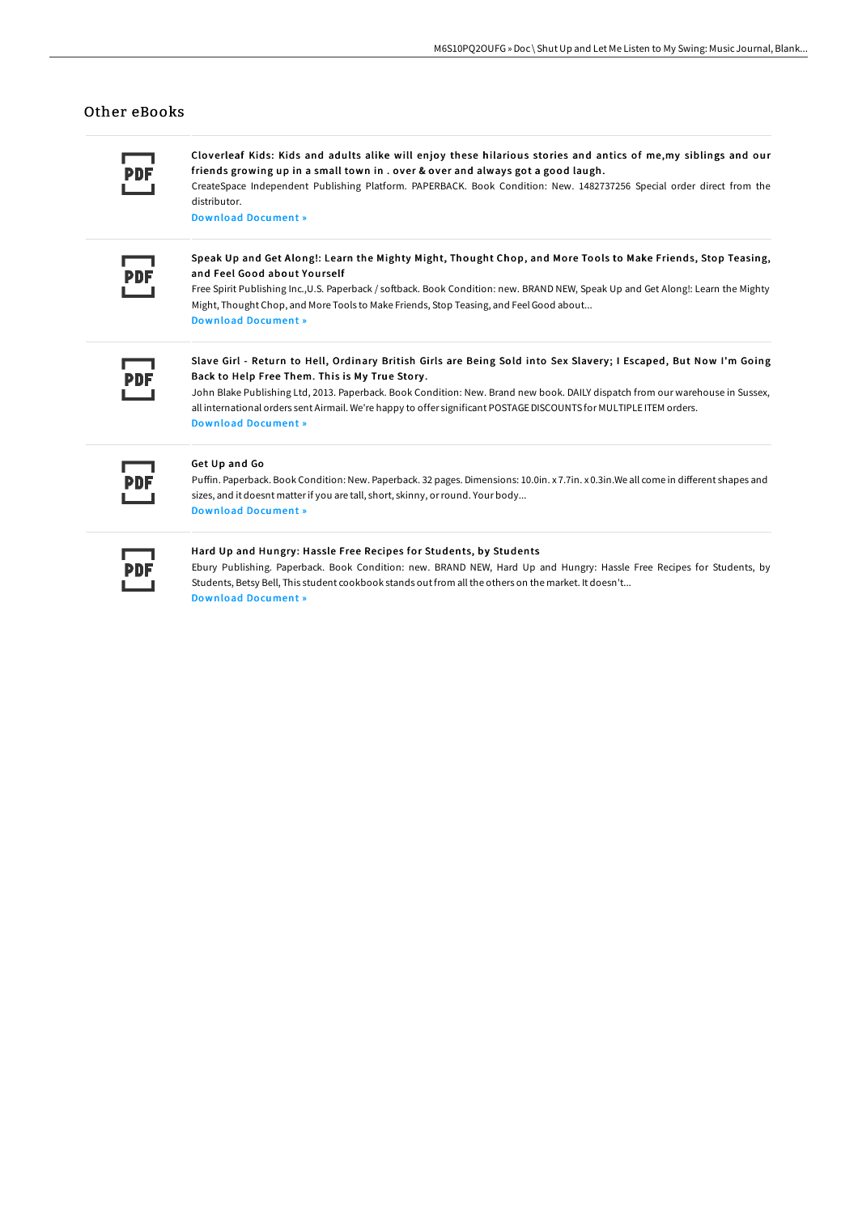## Other eBooks

**Cloverleaf Kids: Kids and adults alike will enjoy these hilarious stories and antics of me,my siblings and our friends growing up in a small town in . over & over and always got a good laugh.**

CreateSpace Independent Publishing Platform. PAPERBACK. Book Condition: New. 1482737256 Special order direct from the distributor.

Download Document »

**Speak Up and Get Along!: Learn the Mighty Might, Thought Chop, and More Tools to Make Friends, Stop Teasing, and Feel Good about Yourself**

Free Spirit Publishing Inc.,U.S. Paperback / softback. Book Condition: new. BRAND NEW, Speak Up and Get Along!: Learn the Mighty Might, Thought Chop, and More Tools to Make Friends, Stop Teasing, and Feel Good about...

Download Document »

**Slave Girl - Return to Hell, Ordinary British Girls are Being Sold into Sex Slavery; I Escaped, But Now I'm Going Back to Help Free Them. This is My True Story.**

John Blake Publishing Ltd, 2013. Paperback. Book Condition: New. Brand new book. DAILY dispatch from our warehouse in Sussex, all international orders sent Airmail. We're happy to offer significant POSTAGE DISCOUNTS for MULTIPLE ITEM orders.

Download Document »

**Get Up and Go**

Puffin. Paperback. Book Condition: New. Paperback. 32 pages. Dimensions: 10.0in. x 7.7in. x 0.3in.We all come in different shapes and sizes, and it doesnt matter if you are tall, short, skinny, or round. Your body...

Download Document »

**Hard Up and Hungry: Hassle Free Recipes for Students, by Students**

Ebury Publishing. Paperback. Book Condition: new. BRAND NEW, Hard Up and Hungry: Hassle Free Recipes for Students, by Students, Betsy Bell, This student cookbook stands out from all the others on the market. It doesn't...

Download Document »